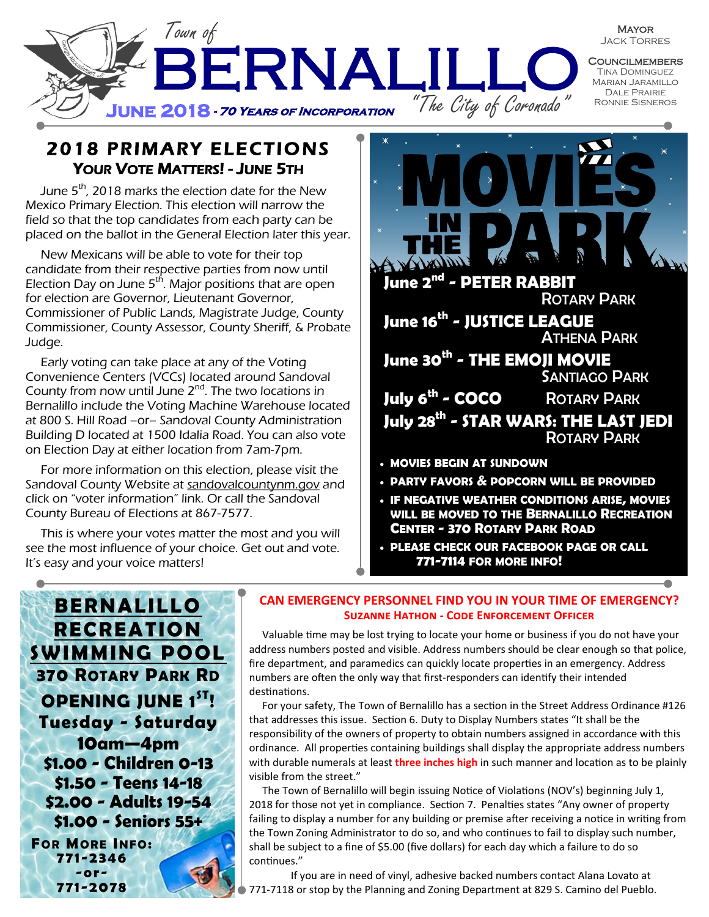# Town of BERNALLILO

**June 2018** - *70 Years of Incorporation*

*"The City of Coronado"*

**Mayor**
Jack Torres

**Councilmembers**
Tina Dominguez
Marian Jaramillo
Dale Prairie
Ronnie Sisneros

## 2018 PRIMARY ELECTIONS

### Your Vote Matters! - June 5th

June 5th, 2018 marks the election date for the New Mexico Primary Election. This election will narrow the field so that the top candidates from each party can be placed on the ballot in the General Election later this year.

New Mexicans will be able to vote for their top candidate from their respective parties from now until Election Day on June 5th. Major positions that are open for election are Governor, Lieutenant Governor, Commissioner of Public Lands, Magistrate Judge, County Commissioner, County Assessor, County Sheriff, & Probate Judge.

Early voting can take place at any of the Voting Convenience Centers (VCCs) located around Sandoval County from now until June 2nd. The two locations in Bernalillo include the Voting Machine Warehouse located at 800 S. Hill Road –or– Sandoval County Administration Building D located at 1500 Idalia Road. You can also vote on Election Day at either location from 7am-7pm.

For more information on this election, please visit the Sandoval County Website at sandovalcountynm.gov and click on "voter information" link. Or call the Sandoval County Bureau of Elections at 867-7577.

This is where your votes matter the most and you will see the most influence of your choice. Get out and vote. It's easy and your voice matters!

## MOVIES IN THE PARK

- **June 2nd - PETER RABBIT** — Rotary Park
- **June 16th - JUSTICE LEAGUE** — Athena Park
- **June 30th - THE EMOJI MOVIE** — Santiago Park
- **July 6th - COCO** — Rotary Park
- **July 28th - STAR WARS: THE LAST JEDI** — Rotary Park

- **Movies begin at sundown**
- **Party favors & popcorn will be provided**
- **If negative weather conditions arise, movies will be moved to the Bernalillo Recreation Center - 370 Rotary Park Road**
- **Please check our Facebook page or call 771-7114 for more info!**

## BERNALILLO RECREATION SWIMMING POOL

**370 Rotary Park Rd**

**OPENING JUNE 1ST!**

**Tuesday - Saturday**
**10am—4pm**

**$1.00 - Children 0-13**
**$1.50 - Teens 14-18**
**$2.00 - Adults 19-54**
**$1.00 - Seniors 55+**

**For More Info:**
**771-2346**
**-or-**
**771-2078**

## CAN EMERGENCY PERSONNEL FIND YOU IN YOUR TIME OF EMERGENCY?

**Suzanne Hathon - Code Enforcement Officer**

Valuable time may be lost trying to locate your home or business if you do not have your address numbers posted and visible. Address numbers should be clear enough so that police, fire department, and paramedics can quickly locate properties in an emergency. Address numbers are often the only way that first-responders can identify their intended destinations.

For your safety, The Town of Bernalillo has a section in the Street Address Ordinance #126 that addresses this issue. Section 6. Duty to Display Numbers states "It shall be the responsibility of the owners of property to obtain numbers assigned in accordance with this ordinance. All properties containing buildings shall display the appropriate address numbers with durable numerals at least **three inches high** in such manner and location as to be plainly visible from the street."

The Town of Bernalillo will begin issuing Notice of Violations (NOV's) beginning July 1, 2018 for those not yet in compliance. Section 7. Penalties states "Any owner of property failing to display a number for any building or premise after receiving a notice in writing from the Town Zoning Administrator to do so, and who continues to fail to display such number, shall be subject to a fine of $5.00 (five dollars) for each day which a failure to do so continues."

If you are in need of vinyl, adhesive backed numbers contact Alana Lovato at 771-7118 or stop by the Planning and Zoning Department at 829 S. Camino del Pueblo.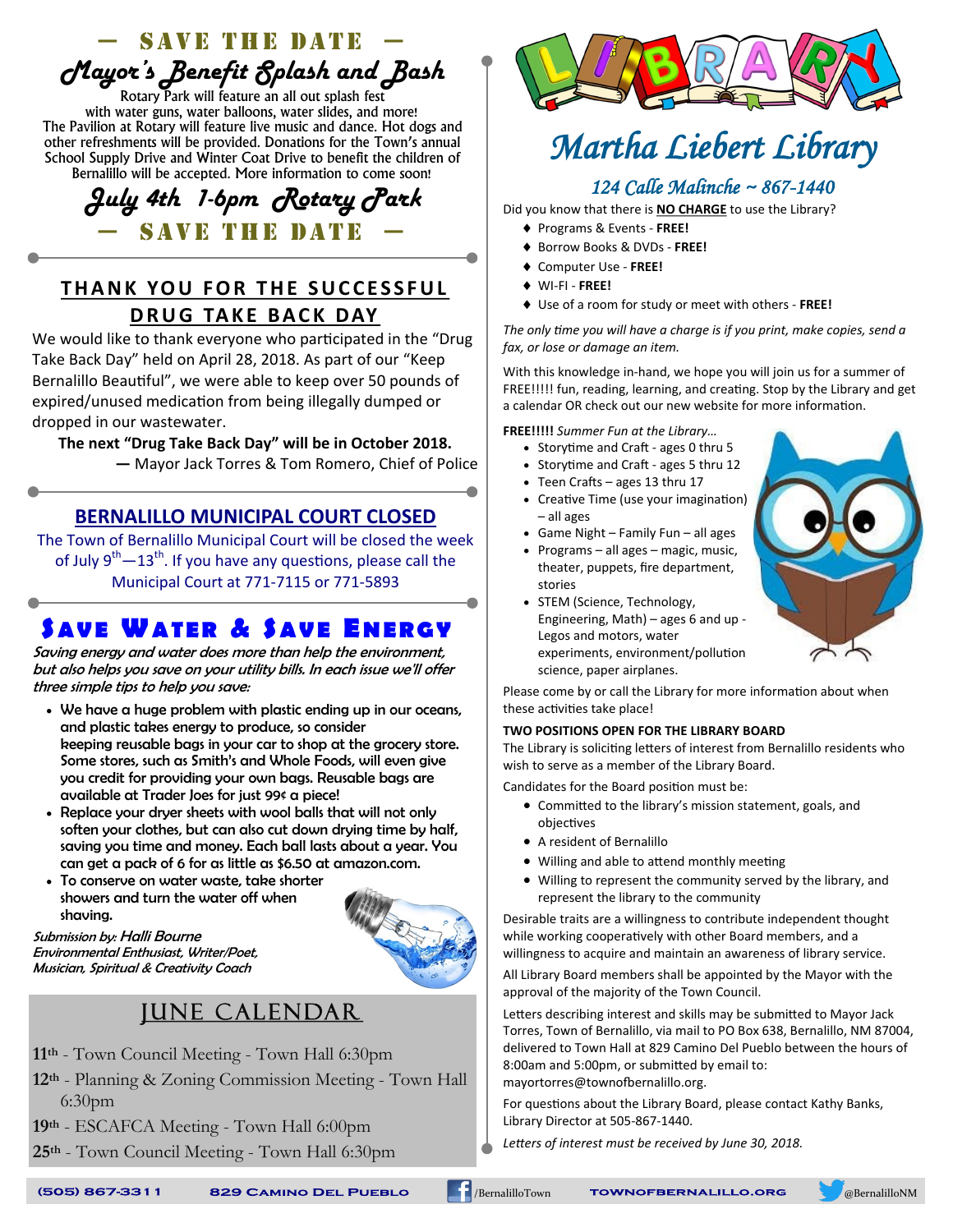— SAVE THE DATE —

## Mayor's Benefit Splash and Bash

Rotary Park will feature an all out splash fest with water guns, water balloons, water slides, and more! The Pavilion at Rotary will feature live music and dance. Hot dogs and other refreshments will be provided. Donations for the Town's annual School Supply Drive and Winter Coat Drive to benefit the children of Bernalillo will be accepted. More information to come soon!

**July 4th 1-6pm Rotary Park**

— SAVE THE DATE —

## THANK YOU FOR THE SUCCESSFUL DRUG TAKE BACK DAY

We would like to thank everyone who participated in the "Drug Take Back Day" held on April 28, 2018. As part of our "Keep Bernalillo Beautiful", we were able to keep over 50 pounds of expired/unused medication from being illegally dumped or dropped in our wastewater.

**The next "Drug Take Back Day" will be in October 2018.**

— Mayor Jack Torres & Tom Romero, Chief of Police

## BERNALILLO MUNICIPAL COURT CLOSED

The Town of Bernalillo Municipal Court will be closed the week of July 9th—13th. If you have any questions, please call the Municipal Court at 771-7115 or 771-5893

## Save Water & Save Energy

*Saving energy and water does more than help the environment, but also helps you save on your utility bills. In each issue we'll offer three simple tips to help you save:*

- We have a huge problem with plastic ending up in our oceans, and plastic takes energy to produce, so consider keeping reusable bags in your car to shop at the grocery store. Some stores, such as Smith's and Whole Foods, will even give you credit for providing your own bags. Reusable bags are available at Trader Joes for just 99¢ a piece!
- Replace your dryer sheets with wool balls that will not only soften your clothes, but can also cut down drying time by half, saving you time and money. Each ball lasts about a year. You can get a pack of 6 for as little as $6.50 at amazon.com.
- To conserve on water waste, take shorter showers and turn the water off when shaving.

*Submission by: Halli Bourne*
*Environmental Enthusiast, Writer/Poet, Musician, Spiritual & Creativity Coach*

## JUNE CALENDAR

- **11th** - Town Council Meeting - Town Hall 6:30pm
- **12th** - Planning & Zoning Commission Meeting - Town Hall 6:30pm
- **19th** - ESCAFCA Meeting - Town Hall 6:00pm
- **25th** - Town Council Meeting - Town Hall 6:30pm

# Martha Liebert Library

### 124 Calle Malinche ~ 867-1440

Did you know that there is **NO CHARGE** to use the Library?

- Programs & Events - **FREE!**
- Borrow Books & DVDs - **FREE!**
- Computer Use - **FREE!**
- WI-FI - **FREE!**
- Use of a room for study or meet with others - **FREE!**

*The only time you will have a charge is if you print, make copies, send a fax, or lose or damage an item.*

With this knowledge in-hand, we hope you will join us for a summer of FREE!!!!! fun, reading, learning, and creating. Stop by the Library and get a calendar OR check out our new website for more information.

**FREE!!!!!** *Summer Fun at the Library…*

- Storytime and Craft - ages 0 thru 5
- Storytime and Craft - ages 5 thru 12
- Teen Crafts – ages 13 thru 17
- Creative Time (use your imagination) – all ages
- Game Night – Family Fun – all ages
- Programs – all ages – magic, music, theater, puppets, fire department, stories
- STEM (Science, Technology, Engineering, Math) – ages 6 and up - Legos and motors, water experiments, environment/pollution science, paper airplanes.

Please come by or call the Library for more information about when these activities take place!

**TWO POSITIONS OPEN FOR THE LIBRARY BOARD**

The Library is soliciting letters of interest from Bernalillo residents who wish to serve as a member of the Library Board.

Candidates for the Board position must be:

- Committed to the library's mission statement, goals, and objectives
- A resident of Bernalillo
- Willing and able to attend monthly meeting
- Willing to represent the community served by the library, and represent the library to the community

Desirable traits are a willingness to contribute independent thought while working cooperatively with other Board members, and a willingness to acquire and maintain an awareness of library service.

All Library Board members shall be appointed by the Mayor with the approval of the majority of the Town Council.

Letters describing interest and skills may be submitted to Mayor Jack Torres, Town of Bernalillo, via mail to PO Box 638, Bernalillo, NM 87004, delivered to Town Hall at 829 Camino Del Pueblo between the hours of 8:00am and 5:00pm, or submitted by email to: mayortorres@townofbernalillo.org.

For questions about the Library Board, please contact Kathy Banks, Library Director at 505-867-1440.

*Letters of interest must be received by June 30, 2018.*